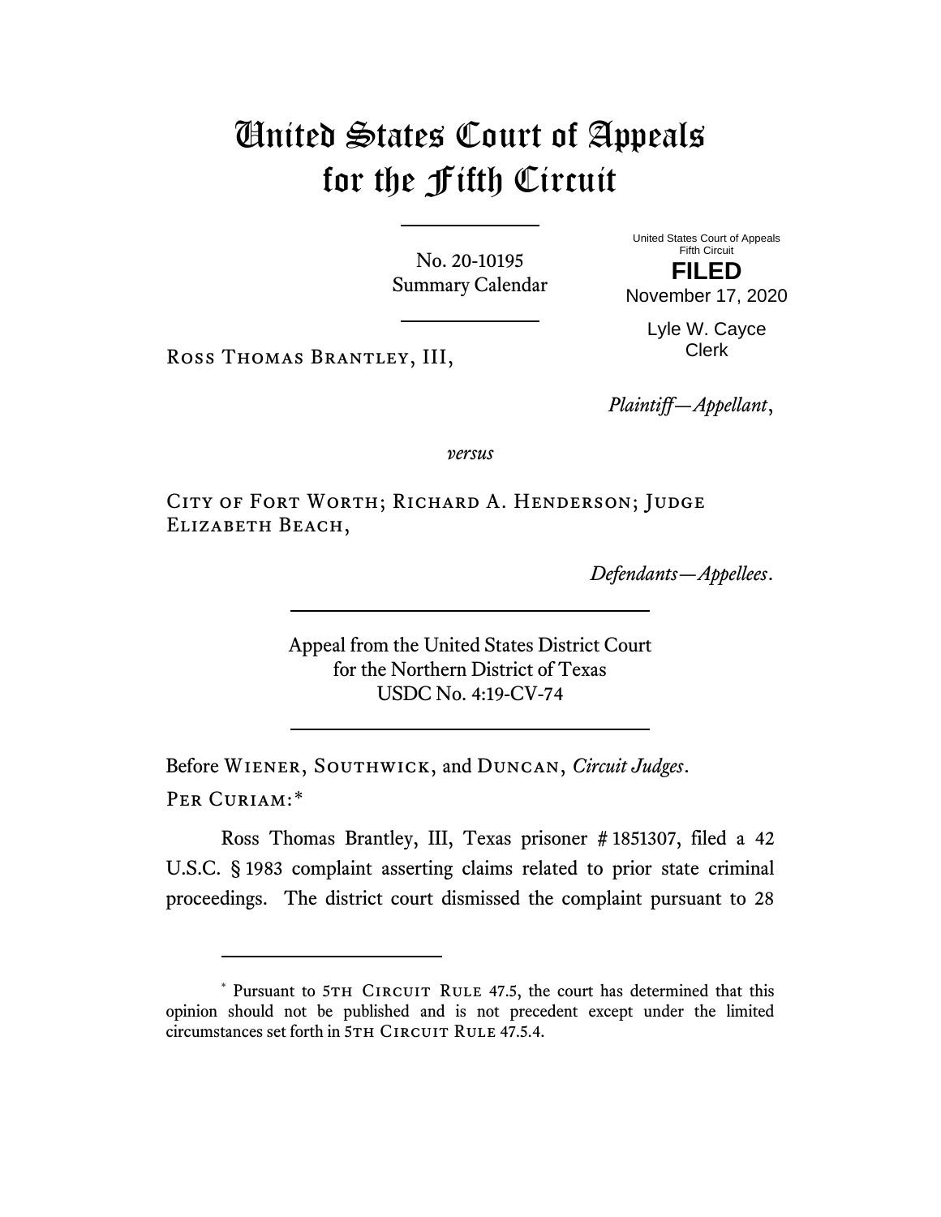# United States Court of Appeals for the Fifth Circuit

No. 20-10195
Summary Calendar

United States Court of Appeals
Fifth Circuit

**FILED**

November 17, 2020

Lyle W. Cayce
Clerk

Ross Thomas Brantley, III,

*Plaintiff—Appellant*,

*versus*

City of Fort Worth; Richard A. Henderson; Judge Elizabeth Beach,

*Defendants—Appellees*.

Appeal from the United States District Court
for the Northern District of Texas
USDC No. 4:19-CV-74

Before Wiener, Southwick, and Duncan, *Circuit Judges*.

Per Curiam:*

Ross Thomas Brantley, III, Texas prisoner # 1851307, filed a 42 U.S.C. § 1983 complaint asserting claims related to prior state criminal proceedings. The district court dismissed the complaint pursuant to 28

---

\* Pursuant to 5th Circuit Rule 47.5, the court has determined that this opinion should not be published and is not precedent except under the limited circumstances set forth in 5th Circuit Rule 47.5.4.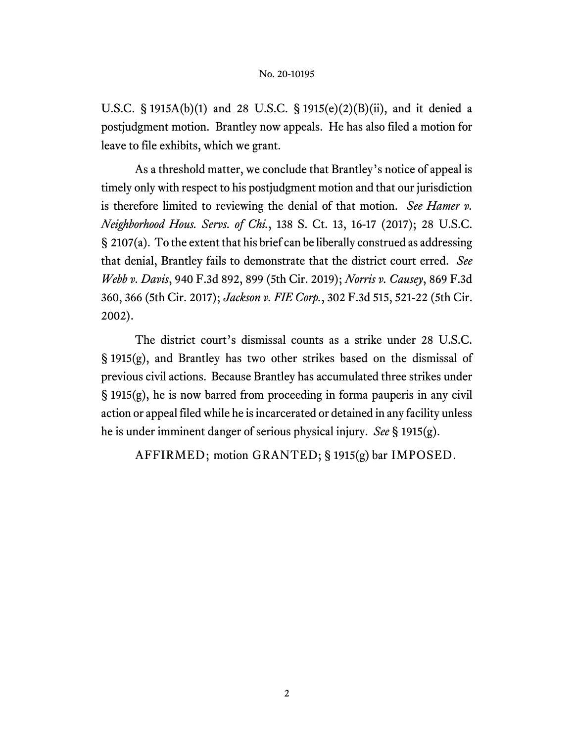U.S.C. § 1915A(b)(1) and 28 U.S.C. § 1915(e)(2)(B)(ii), and it denied a postjudgment motion. Brantley now appeals. He has also filed a motion for leave to file exhibits, which we grant.

As a threshold matter, we conclude that Brantley's notice of appeal is timely only with respect to his postjudgment motion and that our jurisdiction is therefore limited to reviewing the denial of that motion. *See Hamer v. Neighborhood Hous. Servs. of Chi.*, 138 S. Ct. 13, 16-17 (2017); 28 U.S.C. § 2107(a). To the extent that his brief can be liberally construed as addressing that denial, Brantley fails to demonstrate that the district court erred. *See Webb v. Davis*, 940 F.3d 892, 899 (5th Cir. 2019); *Norris v. Causey*, 869 F.3d 360, 366 (5th Cir. 2017); *Jackson v. FIE Corp.*, 302 F.3d 515, 521-22 (5th Cir. 2002).

The district court's dismissal counts as a strike under 28 U.S.C. § 1915(g), and Brantley has two other strikes based on the dismissal of previous civil actions. Because Brantley has accumulated three strikes under § 1915(g), he is now barred from proceeding in forma pauperis in any civil action or appeal filed while he is incarcerated or detained in any facility unless he is under imminent danger of serious physical injury. *See* § 1915(g).

AFFIRMED; motion GRANTED; § 1915(g) bar IMPOSED.